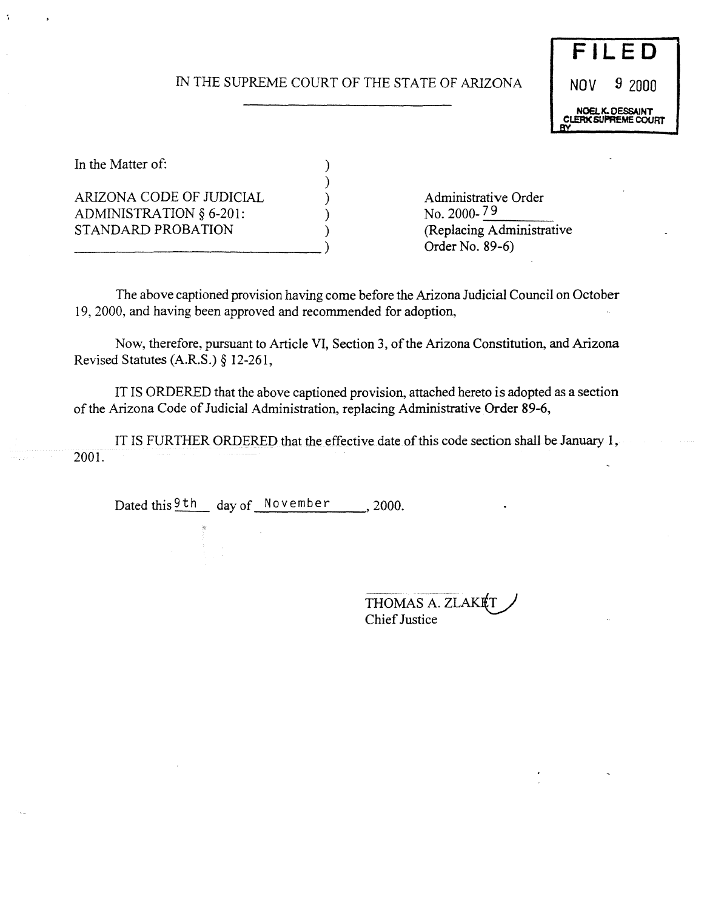**FILED**
NOV 9 2000
NOEL K. DESSAINT
CLERK SUPREME COURT
BY

IN THE SUPREME COURT OF THE STATE OF ARIZONA

In the Matter of:

ARIZONA CODE OF JUDICIAL ADMINISTRATION § 6-201: STANDARD PROBATION

Administrative Order No. 2000-79
(Replacing Administrative Order No. 89-6)

The above captioned provision having come before the Arizona Judicial Council on October 19, 2000, and having been approved and recommended for adoption,

Now, therefore, pursuant to Article VI, Section 3, of the Arizona Constitution, and Arizona Revised Statutes (A.R.S.) § 12-261,

IT IS ORDERED that the above captioned provision, attached hereto is adopted as a section of the Arizona Code of Judicial Administration, replacing Administrative Order 89-6,

IT IS FURTHER ORDERED that the effective date of this code section shall be January 1, 2001.

Dated this 9th day of November, 2000.

THOMAS A. ZLAKET
Chief Justice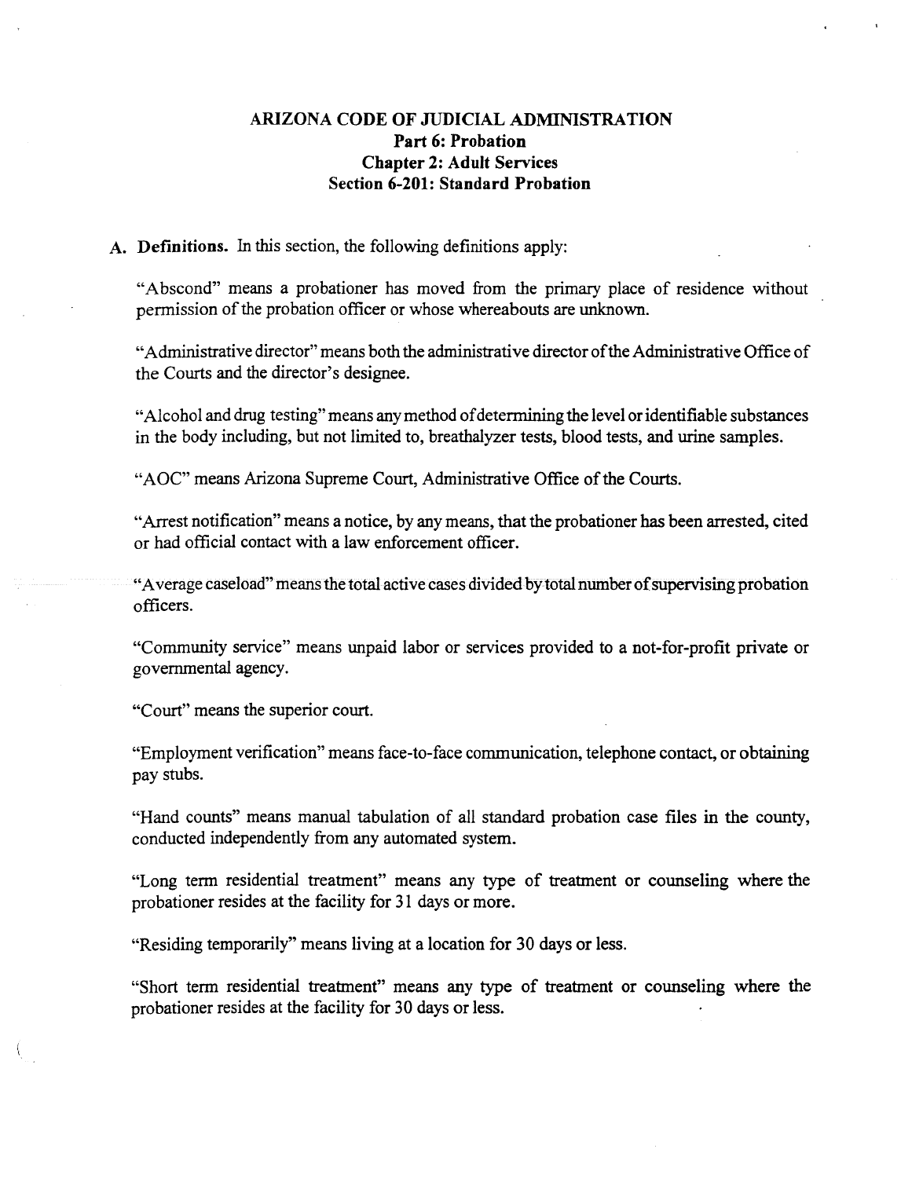# ARIZONA CODE OF JUDICIAL ADMINISTRATION
## Part 6: Probation
## Chapter 2: Adult Services
## Section 6-201: Standard Probation

**A. Definitions.** In this section, the following definitions apply:

"Abscond" means a probationer has moved from the primary place of residence without permission of the probation officer or whose whereabouts are unknown.

"Administrative director" means both the administrative director of the Administrative Office of the Courts and the director's designee.

"Alcohol and drug testing" means any method of determining the level or identifiable substances in the body including, but not limited to, breathalyzer tests, blood tests, and urine samples.

"AOC" means Arizona Supreme Court, Administrative Office of the Courts.

"Arrest notification" means a notice, by any means, that the probationer has been arrested, cited or had official contact with a law enforcement officer.

"Average caseload" means the total active cases divided by total number of supervising probation officers.

"Community service" means unpaid labor or services provided to a not-for-profit private or governmental agency.

"Court" means the superior court.

"Employment verification" means face-to-face communication, telephone contact, or obtaining pay stubs.

"Hand counts" means manual tabulation of all standard probation case files in the county, conducted independently from any automated system.

"Long term residential treatment" means any type of treatment or counseling where the probationer resides at the facility for 31 days or more.

"Residing temporarily" means living at a location for 30 days or less.

"Short term residential treatment" means any type of treatment or counseling where the probationer resides at the facility for 30 days or less.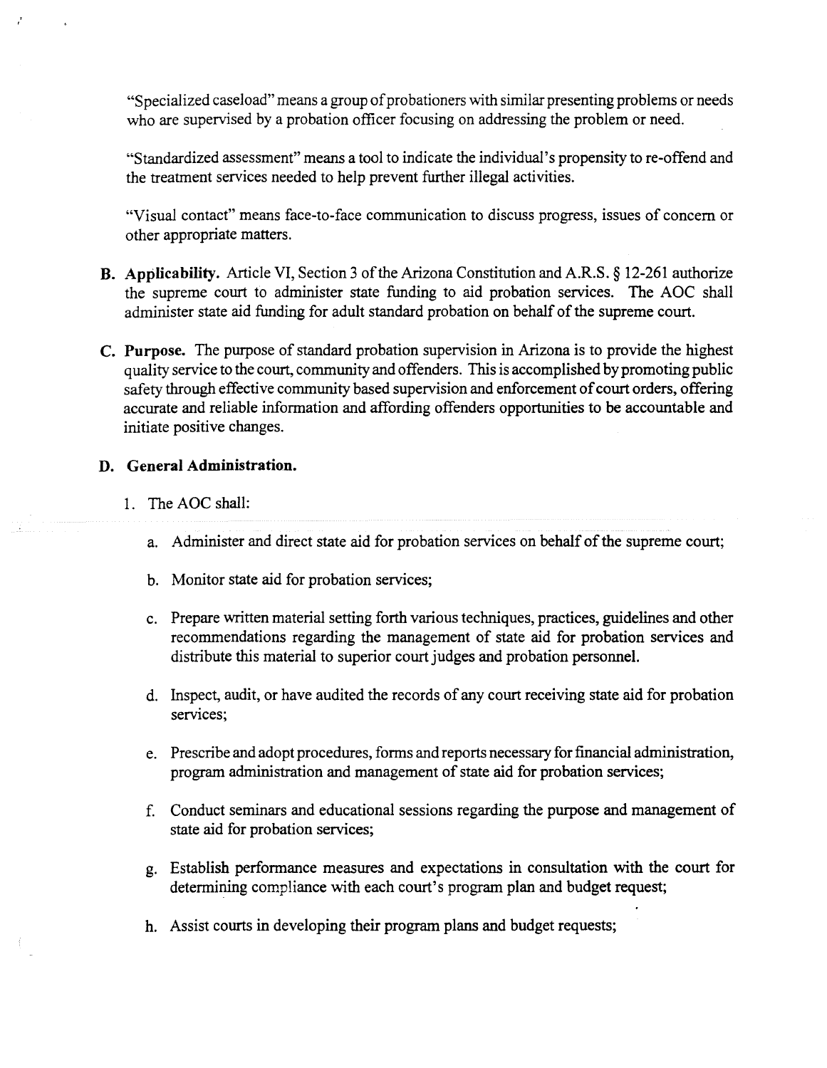"Specialized caseload" means a group of probationers with similar presenting problems or needs who are supervised by a probation officer focusing on addressing the problem or need.

"Standardized assessment" means a tool to indicate the individual's propensity to re-offend and the treatment services needed to help prevent further illegal activities.

"Visual contact" means face-to-face communication to discuss progress, issues of concern or other appropriate matters.

**B. Applicability.** Article VI, Section 3 of the Arizona Constitution and A.R.S. § 12-261 authorize the supreme court to administer state funding to aid probation services. The AOC shall administer state aid funding for adult standard probation on behalf of the supreme court.

**C. Purpose.** The purpose of standard probation supervision in Arizona is to provide the highest quality service to the court, community and offenders. This is accomplished by promoting public safety through effective community based supervision and enforcement of court orders, offering accurate and reliable information and affording offenders opportunities to be accountable and initiate positive changes.

**D. General Administration.**

1. The AOC shall:

   a. Administer and direct state aid for probation services on behalf of the supreme court;

   b. Monitor state aid for probation services;

   c. Prepare written material setting forth various techniques, practices, guidelines and other recommendations regarding the management of state aid for probation services and distribute this material to superior court judges and probation personnel.

   d. Inspect, audit, or have audited the records of any court receiving state aid for probation services;

   e. Prescribe and adopt procedures, forms and reports necessary for financial administration, program administration and management of state aid for probation services;

   f. Conduct seminars and educational sessions regarding the purpose and management of state aid for probation services;

   g. Establish performance measures and expectations in consultation with the court for determining compliance with each court's program plan and budget request;

   h. Assist courts in developing their program plans and budget requests;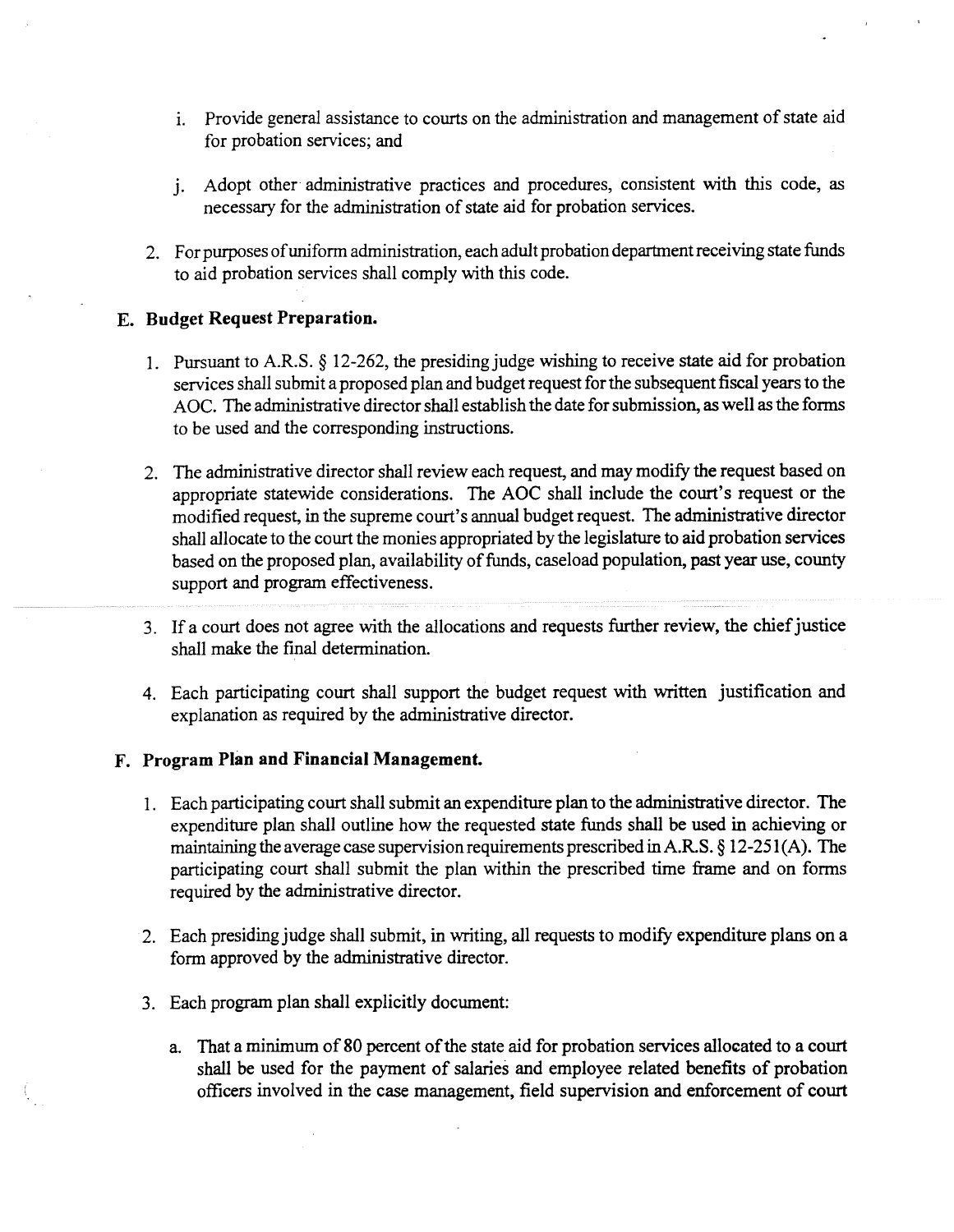i. Provide general assistance to courts on the administration and management of state aid for probation services; and

j. Adopt other administrative practices and procedures, consistent with this code, as necessary for the administration of state aid for probation services.

2. For purposes of uniform administration, each adult probation department receiving state funds to aid probation services shall comply with this code.

**E. Budget Request Preparation.**

1. Pursuant to A.R.S. § 12-262, the presiding judge wishing to receive state aid for probation services shall submit a proposed plan and budget request for the subsequent fiscal years to the AOC. The administrative director shall establish the date for submission, as well as the forms to be used and the corresponding instructions.

2. The administrative director shall review each request, and may modify the request based on appropriate statewide considerations. The AOC shall include the court's request or the modified request, in the supreme court's annual budget request. The administrative director shall allocate to the court the monies appropriated by the legislature to aid probation services based on the proposed plan, availability of funds, caseload population, past year use, county support and program effectiveness.

3. If a court does not agree with the allocations and requests further review, the chief justice shall make the final determination.

4. Each participating court shall support the budget request with written justification and explanation as required by the administrative director.

**F. Program Plan and Financial Management.**

1. Each participating court shall submit an expenditure plan to the administrative director. The expenditure plan shall outline how the requested state funds shall be used in achieving or maintaining the average case supervision requirements prescribed in A.R.S. § 12-251(A). The participating court shall submit the plan within the prescribed time frame and on forms required by the administrative director.

2. Each presiding judge shall submit, in writing, all requests to modify expenditure plans on a form approved by the administrative director.

3. Each program plan shall explicitly document:

   a. That a minimum of 80 percent of the state aid for probation services allocated to a court shall be used for the payment of salaries and employee related benefits of probation officers involved in the case management, field supervision and enforcement of court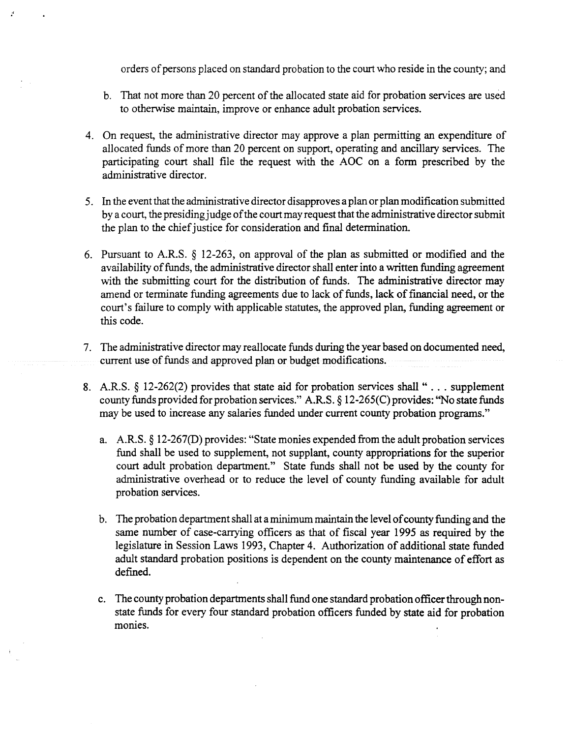orders of persons placed on standard probation to the court who reside in the county; and

b. That not more than 20 percent of the allocated state aid for probation services are used to otherwise maintain, improve or enhance adult probation services.

4. On request, the administrative director may approve a plan permitting an expenditure of allocated funds of more than 20 percent on support, operating and ancillary services. The participating court shall file the request with the AOC on a form prescribed by the administrative director.

5. In the event that the administrative director disapproves a plan or plan modification submitted by a court, the presiding judge of the court may request that the administrative director submit the plan to the chief justice for consideration and final determination.

6. Pursuant to A.R.S. § 12-263, on approval of the plan as submitted or modified and the availability of funds, the administrative director shall enter into a written funding agreement with the submitting court for the distribution of funds. The administrative director may amend or terminate funding agreements due to lack of funds, lack of financial need, or the court's failure to comply with applicable statutes, the approved plan, funding agreement or this code.

7. The administrative director may reallocate funds during the year based on documented need, current use of funds and approved plan or budget modifications.

8. A.R.S. § 12-262(2) provides that state aid for probation services shall " . . . supplement county funds provided for probation services." A.R.S. § 12-265(C) provides: "No state funds may be used to increase any salaries funded under current county probation programs."

   a. A.R.S. § 12-267(D) provides: "State monies expended from the adult probation services fund shall be used to supplement, not supplant, county appropriations for the superior court adult probation department." State funds shall not be used by the county for administrative overhead or to reduce the level of county funding available for adult probation services.

   b. The probation department shall at a minimum maintain the level of county funding and the same number of case-carrying officers as that of fiscal year 1995 as required by the legislature in Session Laws 1993, Chapter 4. Authorization of additional state funded adult standard probation positions is dependent on the county maintenance of effort as defined.

   c. The county probation departments shall fund one standard probation officer through non-state funds for every four standard probation officers funded by state aid for probation monies.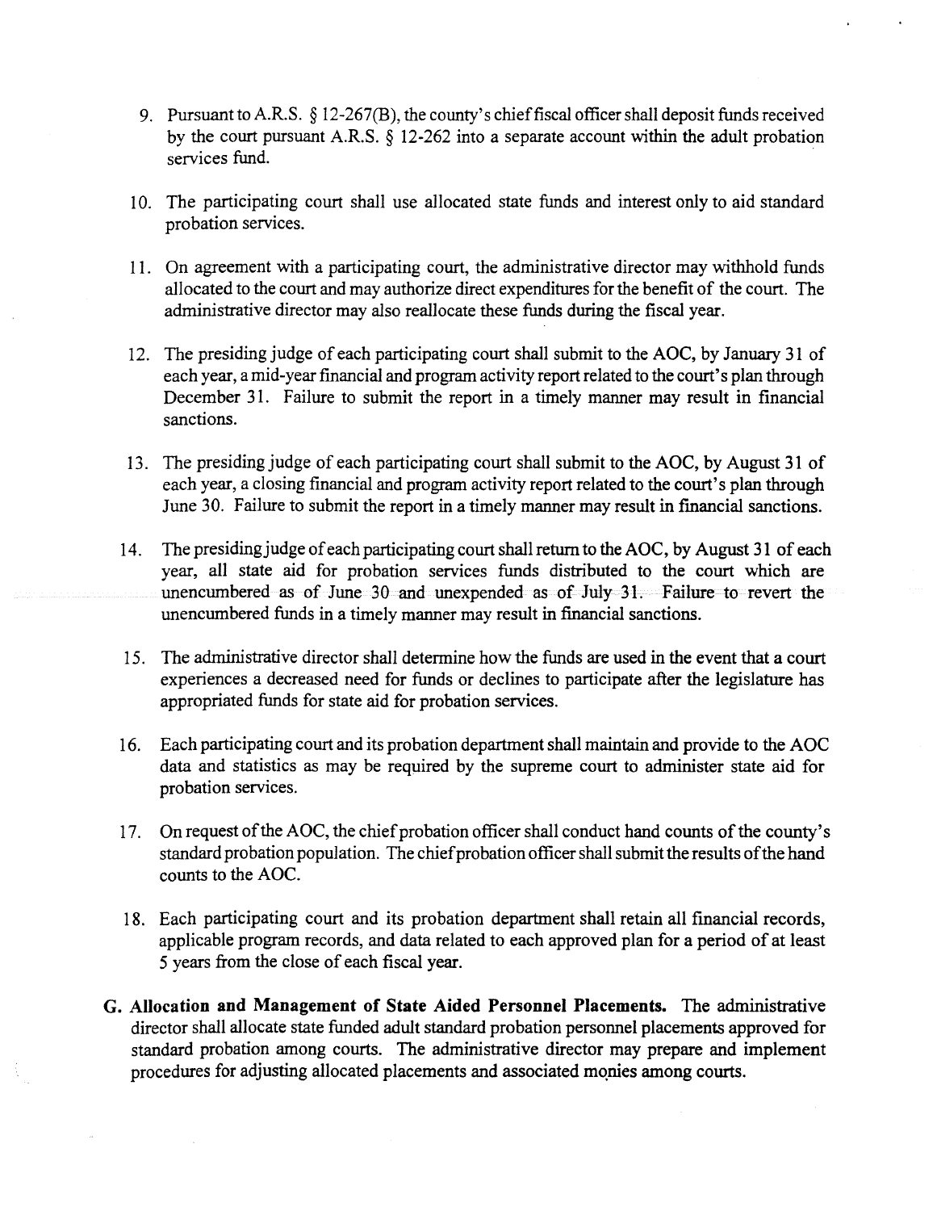9. Pursuant to A.R.S. § 12-267(B), the county's chief fiscal officer shall deposit funds received by the court pursuant A.R.S. § 12-262 into a separate account within the adult probation services fund.

10. The participating court shall use allocated state funds and interest only to aid standard probation services.

11. On agreement with a participating court, the administrative director may withhold funds allocated to the court and may authorize direct expenditures for the benefit of the court. The administrative director may also reallocate these funds during the fiscal year.

12. The presiding judge of each participating court shall submit to the AOC, by January 31 of each year, a mid-year financial and program activity report related to the court's plan through December 31. Failure to submit the report in a timely manner may result in financial sanctions.

13. The presiding judge of each participating court shall submit to the AOC, by August 31 of each year, a closing financial and program activity report related to the court's plan through June 30. Failure to submit the report in a timely manner may result in financial sanctions.

14. The presiding judge of each participating court shall return to the AOC, by August 31 of each year, all state aid for probation services funds distributed to the court which are unencumbered as of June 30 and unexpended as of July 31. Failure to revert the unencumbered funds in a timely manner may result in financial sanctions.

15. The administrative director shall determine how the funds are used in the event that a court experiences a decreased need for funds or declines to participate after the legislature has appropriated funds for state aid for probation services.

16. Each participating court and its probation department shall maintain and provide to the AOC data and statistics as may be required by the supreme court to administer state aid for probation services.

17. On request of the AOC, the chief probation officer shall conduct hand counts of the county's standard probation population. The chief probation officer shall submit the results of the hand counts to the AOC.

18. Each participating court and its probation department shall retain all financial records, applicable program records, and data related to each approved plan for a period of at least 5 years from the close of each fiscal year.

**G. Allocation and Management of State Aided Personnel Placements.** The administrative director shall allocate state funded adult standard probation personnel placements approved for standard probation among courts. The administrative director may prepare and implement procedures for adjusting allocated placements and associated monies among courts.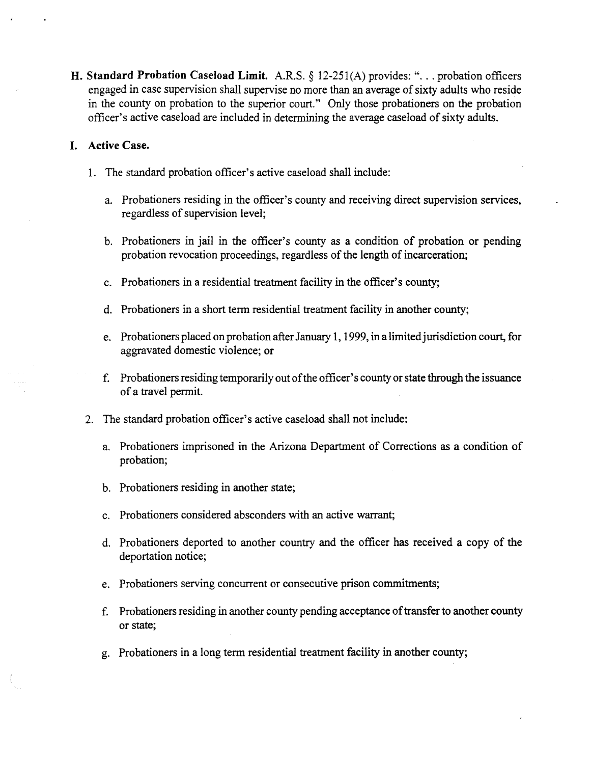**H. Standard Probation Caseload Limit.** A.R.S. § 12-251(A) provides: ". . . probation officers engaged in case supervision shall supervise no more than an average of sixty adults who reside in the county on probation to the superior court." Only those probationers on the probation officer's active caseload are included in determining the average caseload of sixty adults.

**I. Active Case.**

1. The standard probation officer's active caseload shall include:

   a. Probationers residing in the officer's county and receiving direct supervision services, regardless of supervision level;

   b. Probationers in jail in the officer's county as a condition of probation or pending probation revocation proceedings, regardless of the length of incarceration;

   c. Probationers in a residential treatment facility in the officer's county;

   d. Probationers in a short term residential treatment facility in another county;

   e. Probationers placed on probation after January 1, 1999, in a limited jurisdiction court, for aggravated domestic violence; or

   f. Probationers residing temporarily out of the officer's county or state through the issuance of a travel permit.

2. The standard probation officer's active caseload shall not include:

   a. Probationers imprisoned in the Arizona Department of Corrections as a condition of probation;

   b. Probationers residing in another state;

   c. Probationers considered absconders with an active warrant;

   d. Probationers deported to another country and the officer has received a copy of the deportation notice;

   e. Probationers serving concurrent or consecutive prison commitments;

   f. Probationers residing in another county pending acceptance of transfer to another county or state;

   g. Probationers in a long term residential treatment facility in another county;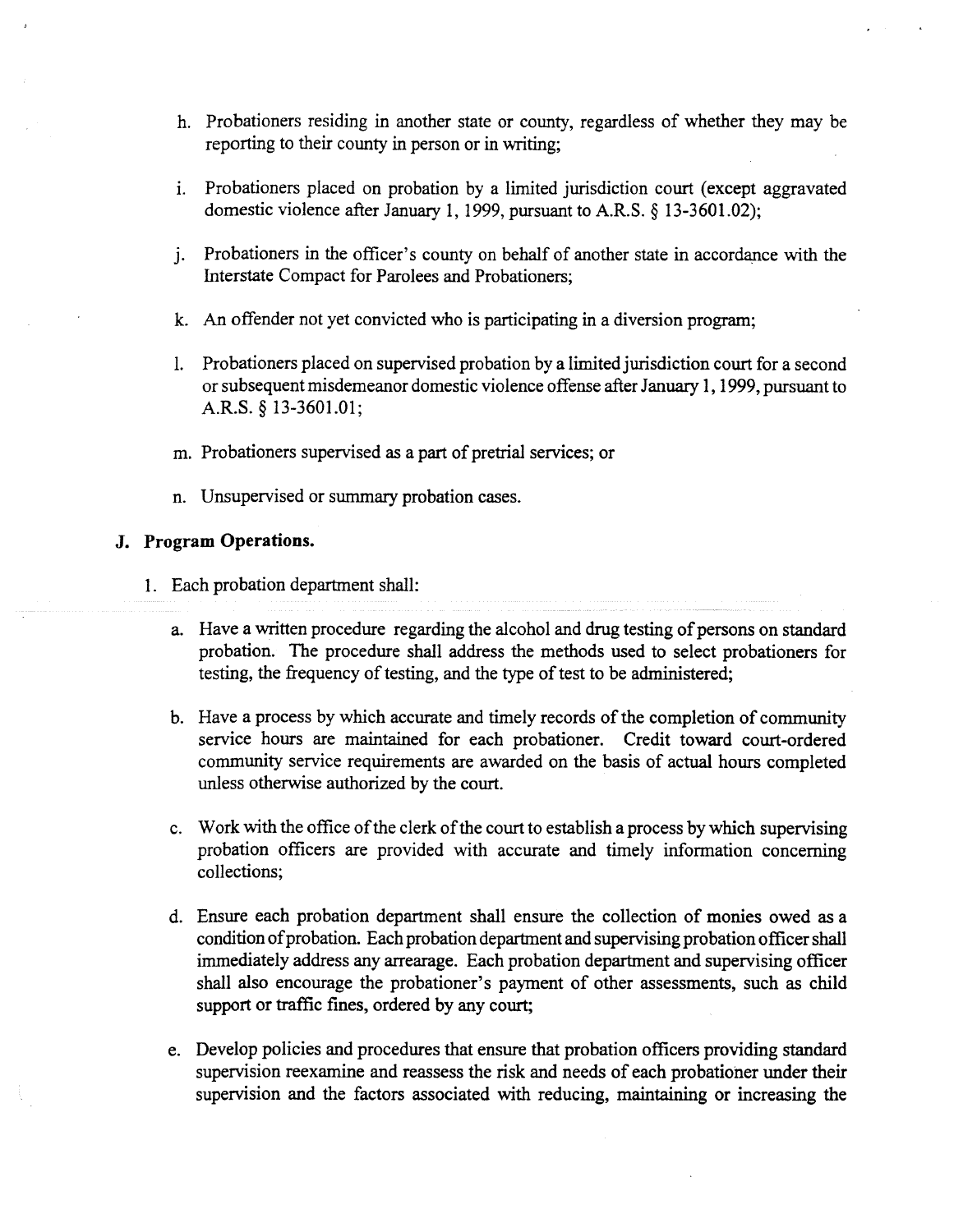h. Probationers residing in another state or county, regardless of whether they may be reporting to their county in person or in writing;

i. Probationers placed on probation by a limited jurisdiction court (except aggravated domestic violence after January 1, 1999, pursuant to A.R.S. § 13-3601.02);

j. Probationers in the officer's county on behalf of another state in accordance with the Interstate Compact for Parolees and Probationers;

k. An offender not yet convicted who is participating in a diversion program;

l. Probationers placed on supervised probation by a limited jurisdiction court for a second or subsequent misdemeanor domestic violence offense after January 1, 1999, pursuant to A.R.S. § 13-3601.01;

m. Probationers supervised as a part of pretrial services; or

n. Unsupervised or summary probation cases.

**J. Program Operations.**

1. Each probation department shall:

   a. Have a written procedure regarding the alcohol and drug testing of persons on standard probation. The procedure shall address the methods used to select probationers for testing, the frequency of testing, and the type of test to be administered;

   b. Have a process by which accurate and timely records of the completion of community service hours are maintained for each probationer. Credit toward court-ordered community service requirements are awarded on the basis of actual hours completed unless otherwise authorized by the court.

   c. Work with the office of the clerk of the court to establish a process by which supervising probation officers are provided with accurate and timely information concerning collections;

   d. Ensure each probation department shall ensure the collection of monies owed as a condition of probation. Each probation department and supervising probation officer shall immediately address any arrearage. Each probation department and supervising officer shall also encourage the probationer's payment of other assessments, such as child support or traffic fines, ordered by any court;

   e. Develop policies and procedures that ensure that probation officers providing standard supervision reexamine and reassess the risk and needs of each probationer under their supervision and the factors associated with reducing, maintaining or increasing the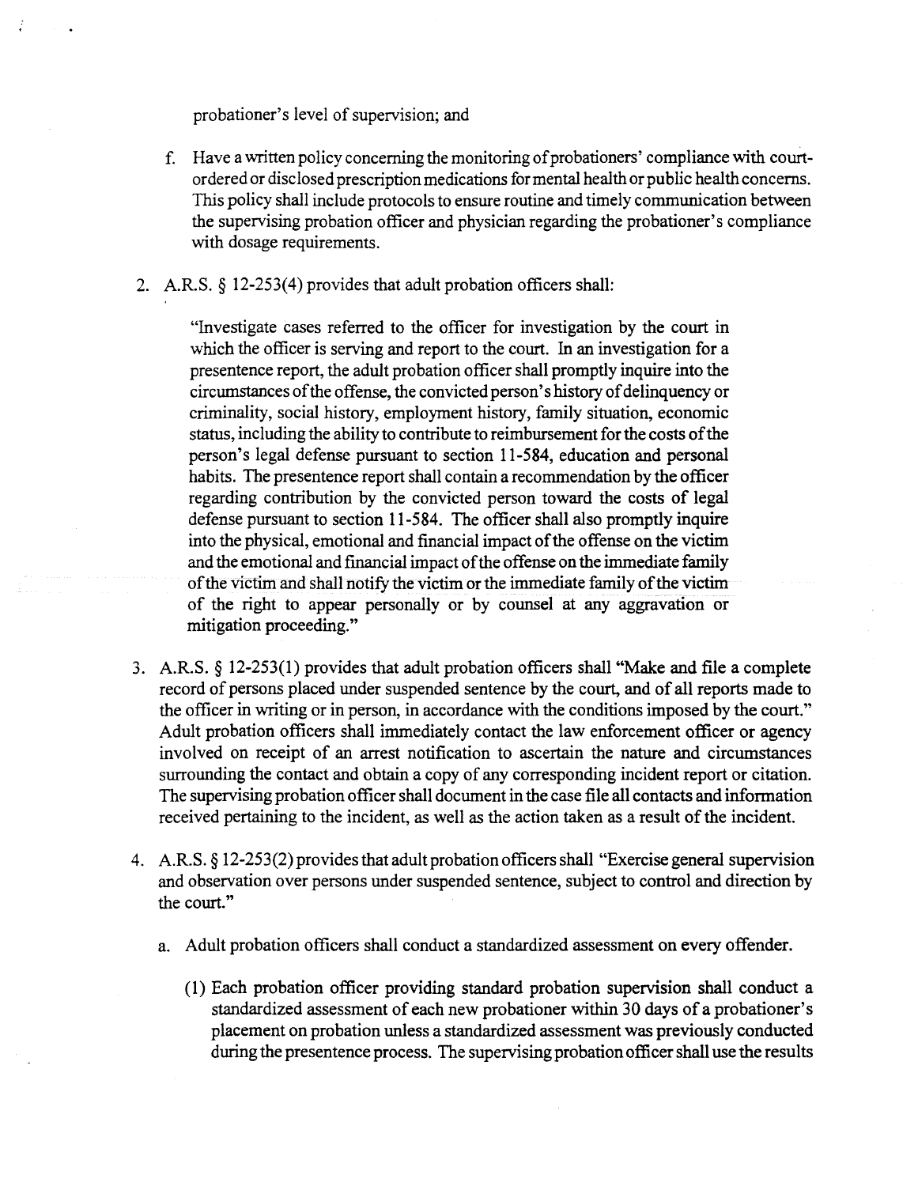probationer's level of supervision; and

f. Have a written policy concerning the monitoring of probationers' compliance with court-ordered or disclosed prescription medications for mental health or public health concerns. This policy shall include protocols to ensure routine and timely communication between the supervising probation officer and physician regarding the probationer's compliance with dosage requirements.

2. A.R.S. § 12-253(4) provides that adult probation officers shall:

   "Investigate cases referred to the officer for investigation by the court in which the officer is serving and report to the court. In an investigation for a presentence report, the adult probation officer shall promptly inquire into the circumstances of the offense, the convicted person's history of delinquency or criminality, social history, employment history, family situation, economic status, including the ability to contribute to reimbursement for the costs of the person's legal defense pursuant to section 11-584, education and personal habits. The presentence report shall contain a recommendation by the officer regarding contribution by the convicted person toward the costs of legal defense pursuant to section 11-584. The officer shall also promptly inquire into the physical, emotional and financial impact of the offense on the victim and the emotional and financial impact of the offense on the immediate family of the victim and shall notify the victim or the immediate family of the victim of the right to appear personally or by counsel at any aggravation or mitigation proceeding."

3. A.R.S. § 12-253(1) provides that adult probation officers shall "Make and file a complete record of persons placed under suspended sentence by the court, and of all reports made to the officer in writing or in person, in accordance with the conditions imposed by the court." Adult probation officers shall immediately contact the law enforcement officer or agency involved on receipt of an arrest notification to ascertain the nature and circumstances surrounding the contact and obtain a copy of any corresponding incident report or citation. The supervising probation officer shall document in the case file all contacts and information received pertaining to the incident, as well as the action taken as a result of the incident.

4. A.R.S. § 12-253(2) provides that adult probation officers shall "Exercise general supervision and observation over persons under suspended sentence, subject to control and direction by the court."

   a. Adult probation officers shall conduct a standardized assessment on every offender.

      (1) Each probation officer providing standard probation supervision shall conduct a standardized assessment of each new probationer within 30 days of a probationer's placement on probation unless a standardized assessment was previously conducted during the presentence process. The supervising probation officer shall use the results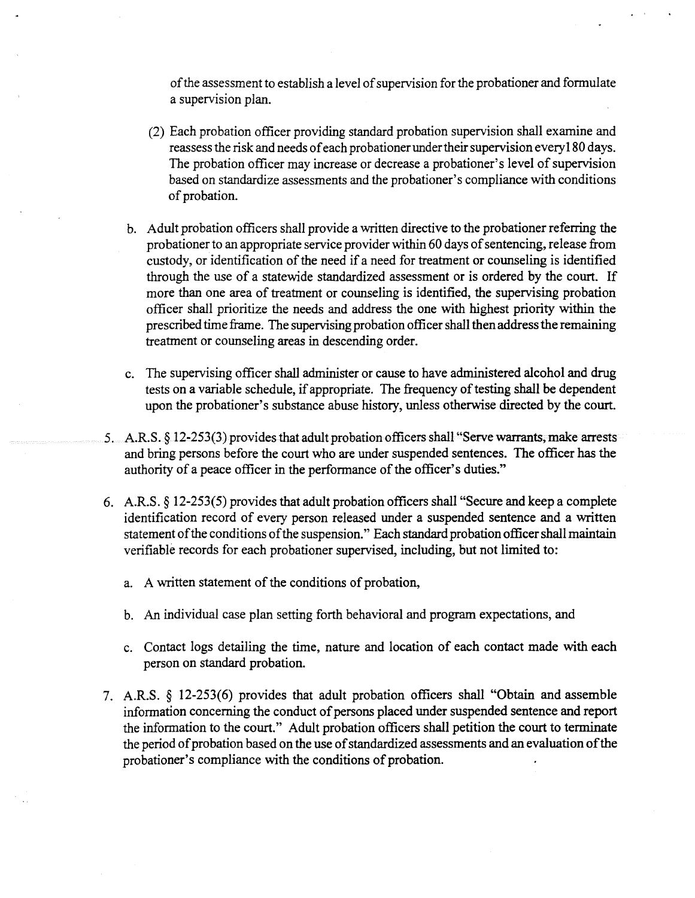of the assessment to establish a level of supervision for the probationer and formulate a supervision plan.

(2) Each probation officer providing standard probation supervision shall examine and reassess the risk and needs of each probationer under their supervision every180 days. The probation officer may increase or decrease a probationer's level of supervision based on standardize assessments and the probationer's compliance with conditions of probation.

b. Adult probation officers shall provide a written directive to the probationer referring the probationer to an appropriate service provider within 60 days of sentencing, release from custody, or identification of the need if a need for treatment or counseling is identified through the use of a statewide standardized assessment or is ordered by the court. If more than one area of treatment or counseling is identified, the supervising probation officer shall prioritize the needs and address the one with highest priority within the prescribed time frame. The supervising probation officer shall then address the remaining treatment or counseling areas in descending order.

c. The supervising officer shall administer or cause to have administered alcohol and drug tests on a variable schedule, if appropriate. The frequency of testing shall be dependent upon the probationer's substance abuse history, unless otherwise directed by the court.

5. A.R.S. § 12-253(3) provides that adult probation officers shall "Serve warrants, make arrests and bring persons before the court who are under suspended sentences. The officer has the authority of a peace officer in the performance of the officer's duties."

6. A.R.S. § 12-253(5) provides that adult probation officers shall "Secure and keep a complete identification record of every person released under a suspended sentence and a written statement of the conditions of the suspension." Each standard probation officer shall maintain verifiable records for each probationer supervised, including, but not limited to:

   a. A written statement of the conditions of probation,

   b. An individual case plan setting forth behavioral and program expectations, and

   c. Contact logs detailing the time, nature and location of each contact made with each person on standard probation.

7. A.R.S. § 12-253(6) provides that adult probation officers shall "Obtain and assemble information concerning the conduct of persons placed under suspended sentence and report the information to the court." Adult probation officers shall petition the court to terminate the period of probation based on the use of standardized assessments and an evaluation of the probationer's compliance with the conditions of probation.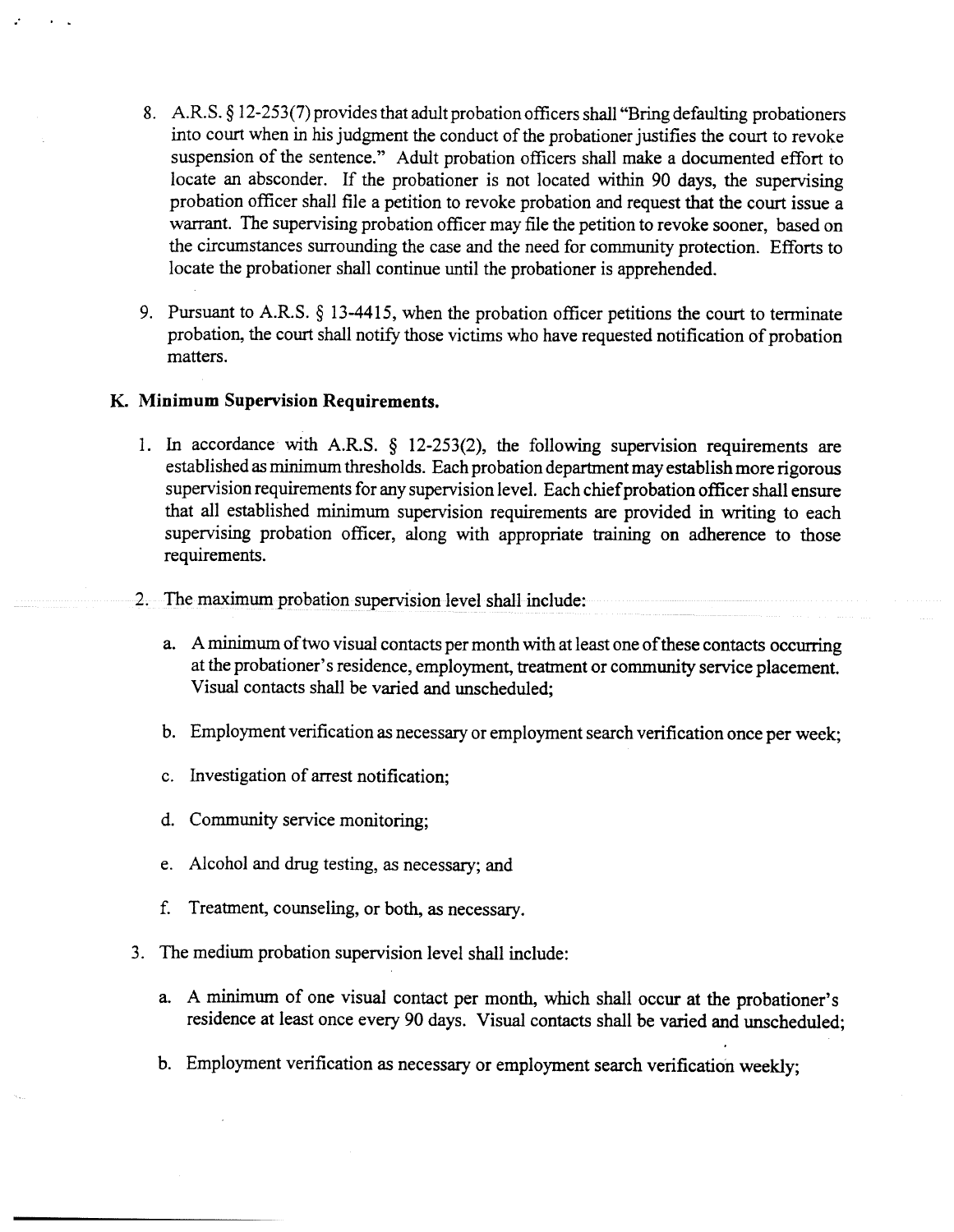8. A.R.S. § 12-253(7) provides that adult probation officers shall "Bring defaulting probationers into court when in his judgment the conduct of the probationer justifies the court to revoke suspension of the sentence." Adult probation officers shall make a documented effort to locate an absconder. If the probationer is not located within 90 days, the supervising probation officer shall file a petition to revoke probation and request that the court issue a warrant. The supervising probation officer may file the petition to revoke sooner, based on the circumstances surrounding the case and the need for community protection. Efforts to locate the probationer shall continue until the probationer is apprehended.

9. Pursuant to A.R.S. § 13-4415, when the probation officer petitions the court to terminate probation, the court shall notify those victims who have requested notification of probation matters.

### K. Minimum Supervision Requirements.

1. In accordance with A.R.S. § 12-253(2), the following supervision requirements are established as minimum thresholds. Each probation department may establish more rigorous supervision requirements for any supervision level. Each chief probation officer shall ensure that all established minimum supervision requirements are provided in writing to each supervising probation officer, along with appropriate training on adherence to those requirements.

2. The maximum probation supervision level shall include:

   a. A minimum of two visual contacts per month with at least one of these contacts occurring at the probationer's residence, employment, treatment or community service placement. Visual contacts shall be varied and unscheduled;

   b. Employment verification as necessary or employment search verification once per week;

   c. Investigation of arrest notification;

   d. Community service monitoring;

   e. Alcohol and drug testing, as necessary; and

   f. Treatment, counseling, or both, as necessary.

3. The medium probation supervision level shall include:

   a. A minimum of one visual contact per month, which shall occur at the probationer's residence at least once every 90 days. Visual contacts shall be varied and unscheduled;

   b. Employment verification as necessary or employment search verification weekly;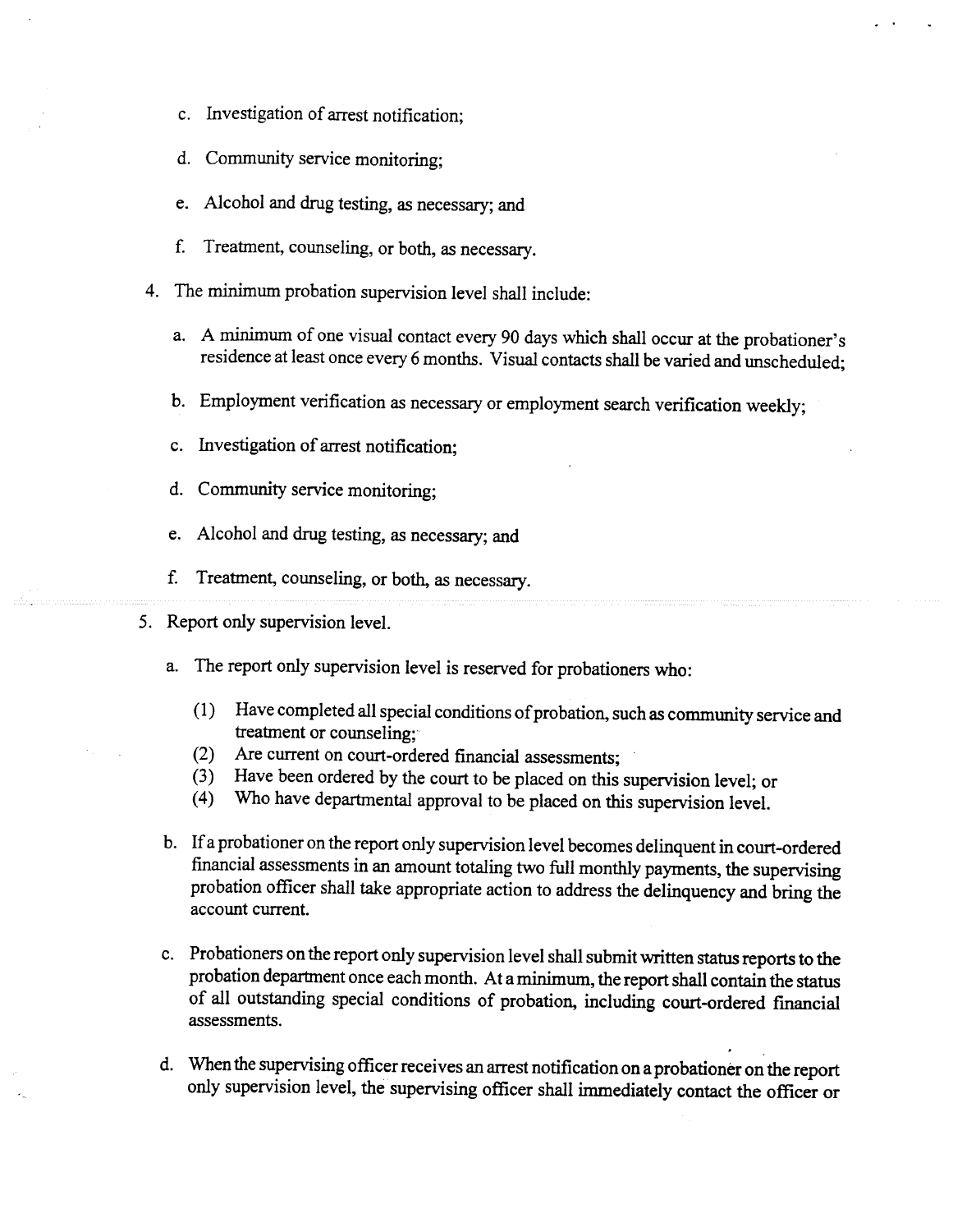c. Investigation of arrest notification;

d. Community service monitoring;

e. Alcohol and drug testing, as necessary; and

f. Treatment, counseling, or both, as necessary.

4. The minimum probation supervision level shall include:

   a. A minimum of one visual contact every 90 days which shall occur at the probationer's residence at least once every 6 months. Visual contacts shall be varied and unscheduled;

   b. Employment verification as necessary or employment search verification weekly;

   c. Investigation of arrest notification;

   d. Community service monitoring;

   e. Alcohol and drug testing, as necessary; and

   f. Treatment, counseling, or both, as necessary.

5. Report only supervision level.

   a. The report only supervision level is reserved for probationers who:

      (1) Have completed all special conditions of probation, such as community service and treatment or counseling;
      (2) Are current on court-ordered financial assessments;
      (3) Have been ordered by the court to be placed on this supervision level; or
      (4) Who have departmental approval to be placed on this supervision level.

   b. If a probationer on the report only supervision level becomes delinquent in court-ordered financial assessments in an amount totaling two full monthly payments, the supervising probation officer shall take appropriate action to address the delinquency and bring the account current.

   c. Probationers on the report only supervision level shall submit written status reports to the probation department once each month. At a minimum, the report shall contain the status of all outstanding special conditions of probation, including court-ordered financial assessments.

   d. When the supervising officer receives an arrest notification on a probationer on the report only supervision level, the supervising officer shall immediately contact the officer or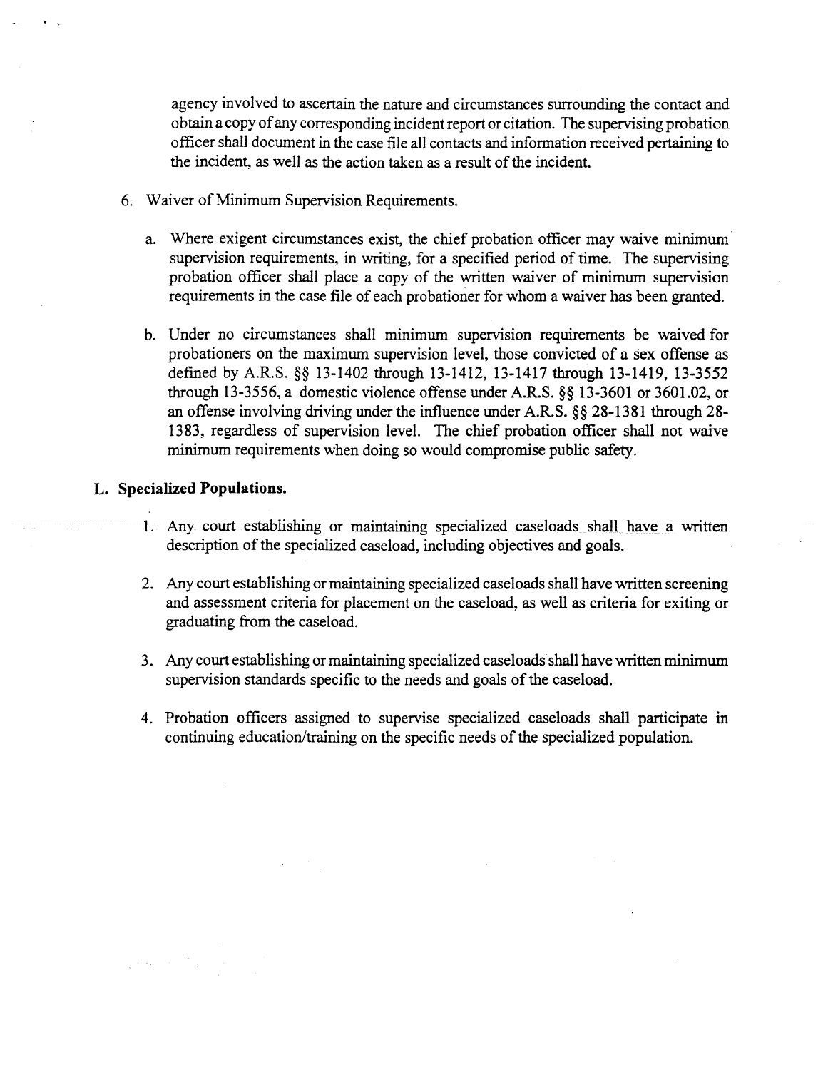agency involved to ascertain the nature and circumstances surrounding the contact and obtain a copy of any corresponding incident report or citation. The supervising probation officer shall document in the case file all contacts and information received pertaining to the incident, as well as the action taken as a result of the incident.

6. Waiver of Minimum Supervision Requirements.

   a. Where exigent circumstances exist, the chief probation officer may waive minimum supervision requirements, in writing, for a specified period of time. The supervising probation officer shall place a copy of the written waiver of minimum supervision requirements in the case file of each probationer for whom a waiver has been granted.

   b. Under no circumstances shall minimum supervision requirements be waived for probationers on the maximum supervision level, those convicted of a sex offense as defined by A.R.S. §§ 13-1402 through 13-1412, 13-1417 through 13-1419, 13-3552 through 13-3556, a domestic violence offense under A.R.S. §§ 13-3601 or 3601.02, or an offense involving driving under the influence under A.R.S. §§ 28-1381 through 28-1383, regardless of supervision level. The chief probation officer shall not waive minimum requirements when doing so would compromise public safety.

**L. Specialized Populations.**

1. Any court establishing or maintaining specialized caseloads shall have a written description of the specialized caseload, including objectives and goals.

2. Any court establishing or maintaining specialized caseloads shall have written screening and assessment criteria for placement on the caseload, as well as criteria for exiting or graduating from the caseload.

3. Any court establishing or maintaining specialized caseloads shall have written minimum supervision standards specific to the needs and goals of the caseload.

4. Probation officers assigned to supervise specialized caseloads shall participate in continuing education/training on the specific needs of the specialized population.